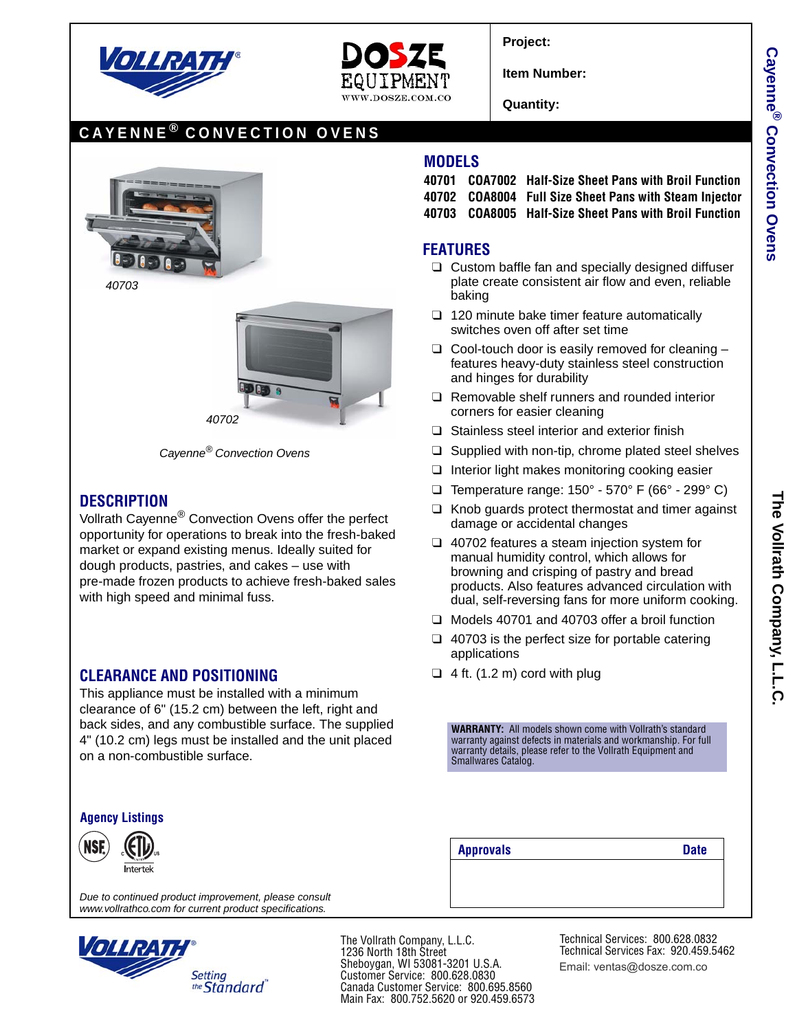Project:

Item Number:

Quantity:

# CAYENNE® CONVECTION OVENS

40703

40702

*Cayenne® Convection Ovens*

## DESCRIPTION

Vollrath Cayenne® Convection Ovens offer the perfect opportunity for operations to break into the fresh-baked market or expand existing menus. Ideally suited for dough products, pastries, and cakes – use with pre-made frozen products to achieve fresh-baked sales with high speed and minimal fuss.

## CLEARANCE AND POSITIONING

This appliance must be installed with a minimum clearance of 6" (15.2 cm) between the left, right and back sides, and any combustible surface. The supplied 4" (10.2 cm) legs must be installed and the unit placed on a non-combustible surface.

### Agency Listings

NSF, ETL Intertek

*Due to continued product improvement, please consult www.vollrathco.com for current product specifications.*

## MODELS

| | | |
|---|---|---|
| 40701 | COA7002 | Half-Size Sheet Pans with Broil Function |
| 40702 | COA8004 | Full Size Sheet Pans with Steam Injector |
| 40703 | COA8005 | Half-Size Sheet Pans with Broil Function |

## FEATURES

- Custom baffle fan and specially designed diffuser plate create consistent air flow and even, reliable baking
- 120 minute bake timer feature automatically switches oven off after set time
- Cool-touch door is easily removed for cleaning – features heavy-duty stainless steel construction and hinges for durability
- Removable shelf runners and rounded interior corners for easier cleaning
- Stainless steel interior and exterior finish
- Supplied with non-tip, chrome plated steel shelves
- Interior light makes monitoring cooking easier
- Temperature range: 150° - 570° F (66° - 299° C)
- Knob guards protect thermostat and timer against damage or accidental changes
- 40702 features a steam injection system for manual humidity control, which allows for browning and crisping of pastry and bread products. Also features advanced circulation with dual, self-reversing fans for more uniform cooking.
- Models 40701 and 40703 offer a broil function
- 40703 is the perfect size for portable catering applications
- 4 ft. (1.2 m) cord with plug

**WARRANTY:** All models shown come with Vollrath's standard warranty against defects in materials and workmanship. For full warranty details, please refer to the Vollrath Equipment and Smallwares Catalog.

| Approvals | Date |
|---|---|
| | |

The Vollrath Company, L.L.C.
1236 North 18th Street
Sheboygan, WI 53081-3201 U.S.A.
Customer Service: 800.628.0830
Canada Customer Service: 800.695.8560
Main Fax: 800.752.5620 or 920.459.6573

Technical Services: 800.628.0832
Technical Services Fax: 920.459.5462
Email: ventas@dosze.com.co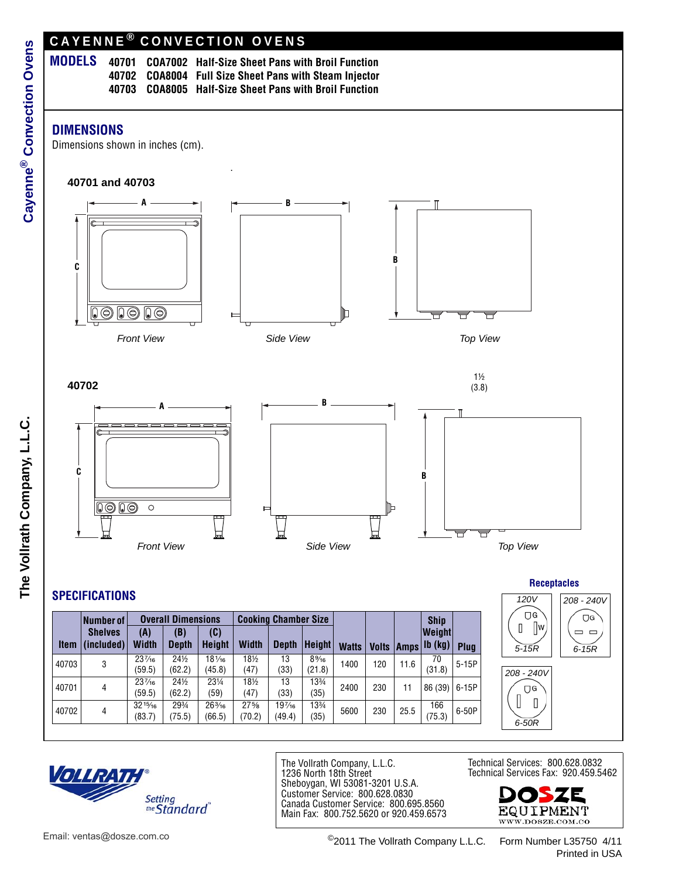# CAYENNE® CONVECTION OVENS

**MODELS**

**40701 COA7002 Half-Size Sheet Pans with Broil Function**
**40702 COA8004 Full Size Sheet Pans with Steam Injector**
**40703 COA8005 Half-Size Sheet Pans with Broil Function**

## DIMENSIONS

Dimensions shown in inches (cm).

### 40701 and 40703

A
B
C
B

*Front View* *Side View* *Top View*

### 40702

1½
(3.8)

A
B
C
B

*Front View* *Side View* *Top View*

## SPECIFICATIONS

| Item | Number of Shelves (included) | Overall Dimensions (A) Width | (B) Depth | (C) Height | Cooking Chamber Size Width | Depth | Height | Watts | Volts | Amps | Ship Weight lb (kg) | Plug |
|---|---|---|---|---|---|---|---|---|---|---|---|---|
| 40703 | 3 | 23⁷⁄₁₆ (59.5) | 24½ (62.2) | 18¹⁄₁₆ (45.8) | 18½ (47) | 13 (33) | 8⁹⁄₁₆ (21.8) | 1400 | 120 | 11.6 | 70 (31.8) | 5-15P |
| 40701 | 4 | 23⁷⁄₁₆ (59.5) | 24½ (62.2) | 23¼ (59) | 18½ (47) | 13 (33) | 13¾ (35) | 2400 | 230 | 11 | 86 (39) | 6-15P |
| 40702 | 4 | 32¹⁵⁄₁₆ (83.7) | 29¾ (75.5) | 26³⁄₁₆ (66.5) | 27⅝ (70.2) | 19⁷⁄₁₆ (49.4) | 13¾ (35) | 5600 | 230 | 25.5 | 166 (75.3) | 6-50P |

**Receptacles**

120V
G
W
5-15R

208 - 240V
G
6-15R

208 - 240V
G
6-50R

VOLLRATH® Setting the Standard™

The Vollrath Company, L.L.C.
1236 North 18th Street
Sheboygan, WI 53081-3201 U.S.A.
Customer Service: 800.628.0830
Canada Customer Service: 800.695.8560
Main Fax: 800.752.5620 or 920.459.6573

Technical Services: 800.628.0832
Technical Services Fax: 920.459.5462

DOSZE EQUIPMENT
WWW.DOSZE.COM.CO

Email: ventas@dosze.com.co

©2011 The Vollrath Company L.L.C. Form Number L35750 4/11
Printed in USA